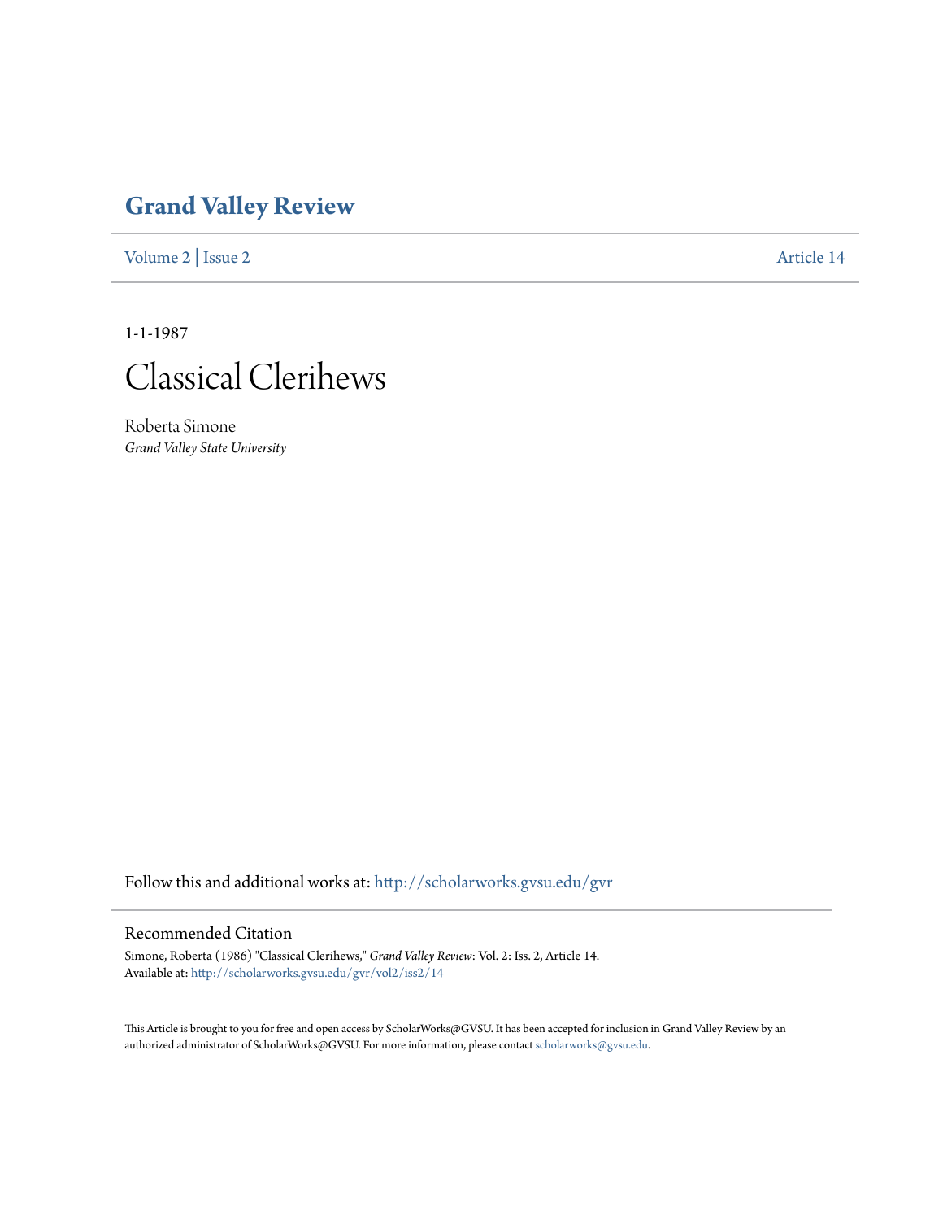# Grand Valley Review

Volume 2 | Issue 2 Article 14

1-1-1987

# Classical Clerihews

Roberta Simone
*Grand Valley State University*

Follow this and additional works at: http://scholarworks.gvsu.edu/gvr

## Recommended Citation

Simone, Roberta (1986) "Classical Clerihews," *Grand Valley Review*: Vol. 2: Iss. 2, Article 14.
Available at: http://scholarworks.gvsu.edu/gvr/vol2/iss2/14

This Article is brought to you for free and open access by ScholarWorks@GVSU. It has been accepted for inclusion in Grand Valley Review by an authorized administrator of ScholarWorks@GVSU. For more information, please contact scholarworks@gvsu.edu.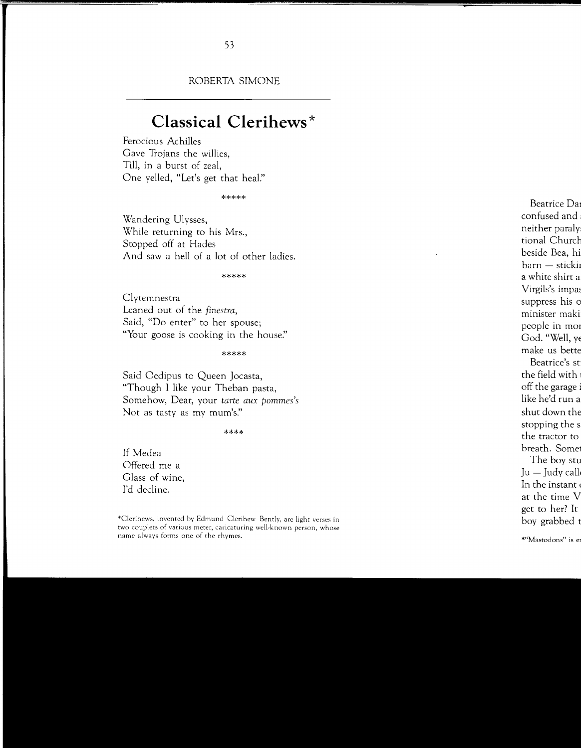ROBERTA SIMONE

# Classical Clerihews*

Ferocious Achilles
Gave Trojans the willies,
Till, in a burst of zeal,
One yelled, "Let's get that heal."

*****

Wandering Ulysses,
While returning to his Mrs.,
Stopped off at Hades
And saw a hell of a lot of other ladies.

*****

Clytemnestra
Leaned out of the *finestra*,
Said, "Do enter" to her spouse;
"Your goose is cooking in the house."

*****

Said Oedipus to Queen Jocasta,
"Though I like your Theban pasta,
Somehow, Dear, your *tarte aux pommes's*
Not as tasty as my mum's."

****

If Medea
Offered me a
Glass of wine,
I'd decline.

*Clerihews, invented by Edmund Clerihew Bently, are light verses in two couplets of various meter, caricaturing well-known person, whose name always forms one of the rhymes.